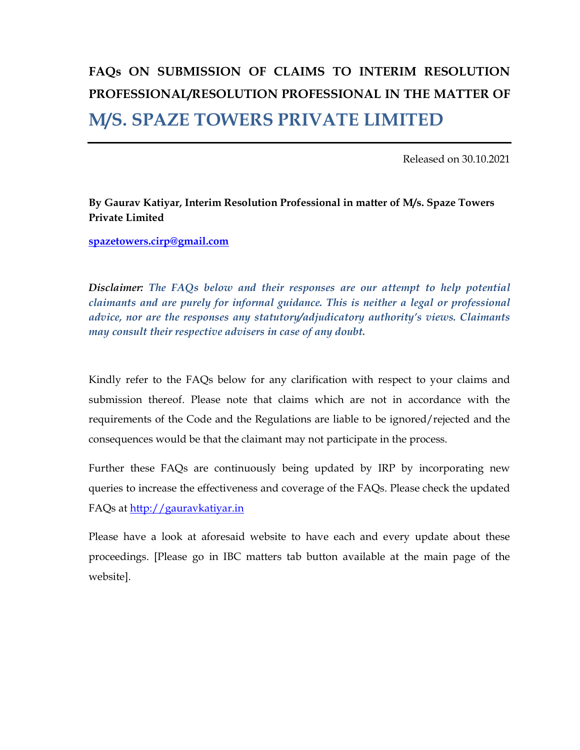# FAQs ON SUBMISSION OF CLAIMS TO INTERIM RESOLUTION PROFESSIONAL/RESOLUTION PROFESSIONAL IN THE MATTER OF M/S. SPAZE TOWERS PRIVATE LIMITED

Released on 30.10.2021

**By Gaurav Katiyar, Interim Resolution Professional in matter of M/s. Spaze Towers Private Limited**

spazetowers.cirp@gmail.com

***Disclaimer:*** ***The FAQs below and their responses are our attempt to help potential claimants and are purely for informal guidance. This is neither a legal or professional advice, nor are the responses any statutory/adjudicatory authority's views. Claimants may consult their respective advisers in case of any doubt.***

Kindly refer to the FAQs below for any clarification with respect to your claims and submission thereof. Please note that claims which are not in accordance with the requirements of the Code and the Regulations are liable to be ignored/rejected and the consequences would be that the claimant may not participate in the process.

Further these FAQs are continuously being updated by IRP by incorporating new queries to increase the effectiveness and coverage of the FAQs. Please check the updated FAQs at http://gauravkatiyar.in

Please have a look at aforesaid website to have each and every update about these proceedings. [Please go in IBC matters tab button available at the main page of the website].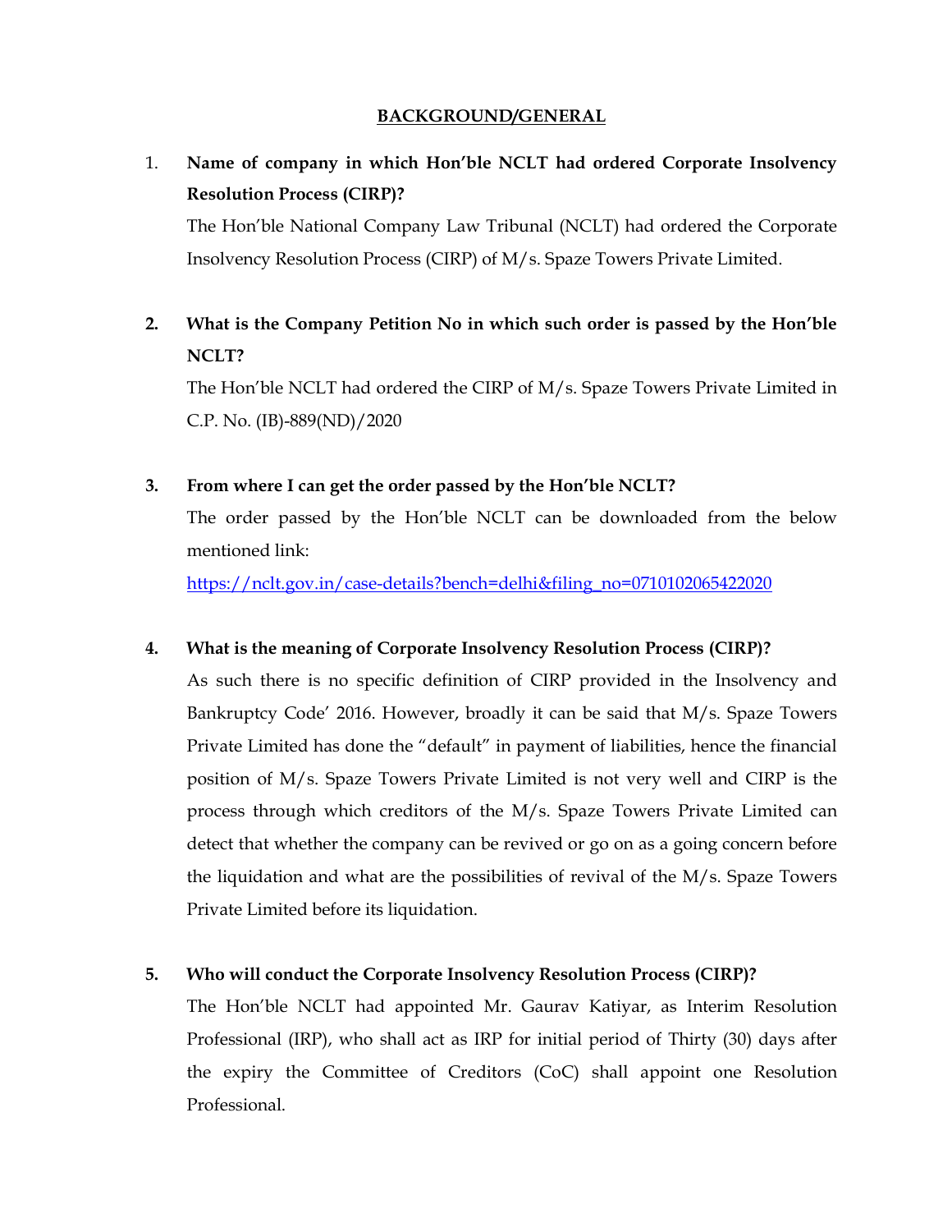## BACKGROUND/GENERAL

1. **Name of company in which Hon'ble NCLT had ordered Corporate Insolvency Resolution Process (CIRP)?**

   The Hon'ble National Company Law Tribunal (NCLT) had ordered the Corporate Insolvency Resolution Process (CIRP) of M/s. Spaze Towers Private Limited.

2. **What is the Company Petition No in which such order is passed by the Hon'ble NCLT?**

   The Hon'ble NCLT had ordered the CIRP of M/s. Spaze Towers Private Limited in C.P. No. (IB)-889(ND)/2020

3. **From where I can get the order passed by the Hon'ble NCLT?**

   The order passed by the Hon'ble NCLT can be downloaded from the below mentioned link:

   https://nclt.gov.in/case-details?bench=delhi&filing_no=0710102065422020

4. **What is the meaning of Corporate Insolvency Resolution Process (CIRP)?**

   As such there is no specific definition of CIRP provided in the Insolvency and Bankruptcy Code' 2016. However, broadly it can be said that M/s. Spaze Towers Private Limited has done the "default" in payment of liabilities, hence the financial position of M/s. Spaze Towers Private Limited is not very well and CIRP is the process through which creditors of the M/s. Spaze Towers Private Limited can detect that whether the company can be revived or go on as a going concern before the liquidation and what are the possibilities of revival of the M/s. Spaze Towers Private Limited before its liquidation.

5. **Who will conduct the Corporate Insolvency Resolution Process (CIRP)?**

   The Hon'ble NCLT had appointed Mr. Gaurav Katiyar, as Interim Resolution Professional (IRP), who shall act as IRP for initial period of Thirty (30) days after the expiry the Committee of Creditors (CoC) shall appoint one Resolution Professional.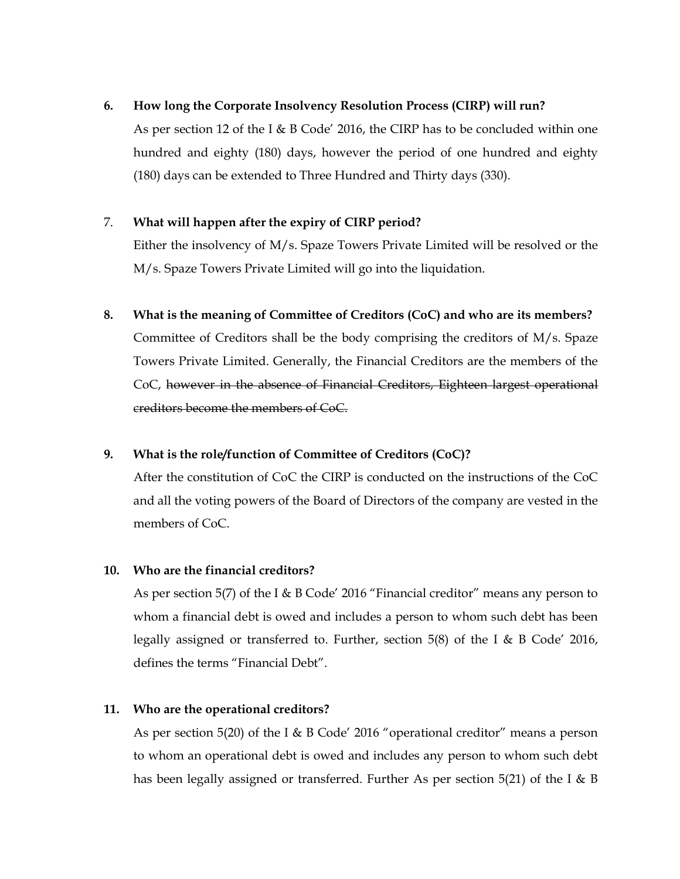6. **How long the Corporate Insolvency Resolution Process (CIRP) will run?**

   As per section 12 of the I & B Code' 2016, the CIRP has to be concluded within one hundred and eighty (180) days, however the period of one hundred and eighty (180) days can be extended to Three Hundred and Thirty days (330).

7. **What will happen after the expiry of CIRP period?**

   Either the insolvency of M/s. Spaze Towers Private Limited will be resolved or the M/s. Spaze Towers Private Limited will go into the liquidation.

8. **What is the meaning of Committee of Creditors (CoC) and who are its members?**

   Committee of Creditors shall be the body comprising the creditors of M/s. Spaze Towers Private Limited. Generally, the Financial Creditors are the members of the CoC, ~~however in the absence of Financial Creditors, Eighteen largest operational creditors become the members of CoC.~~

9. **What is the role/function of Committee of Creditors (CoC)?**

   After the constitution of CoC the CIRP is conducted on the instructions of the CoC and all the voting powers of the Board of Directors of the company are vested in the members of CoC.

10. **Who are the financial creditors?**

    As per section 5(7) of the I & B Code' 2016 "Financial creditor" means any person to whom a financial debt is owed and includes a person to whom such debt has been legally assigned or transferred to. Further, section 5(8) of the I & B Code' 2016, defines the terms "Financial Debt".

11. **Who are the operational creditors?**

    As per section 5(20) of the I & B Code' 2016 "operational creditor" means a person to whom an operational debt is owed and includes any person to whom such debt has been legally assigned or transferred. Further As per section 5(21) of the I & B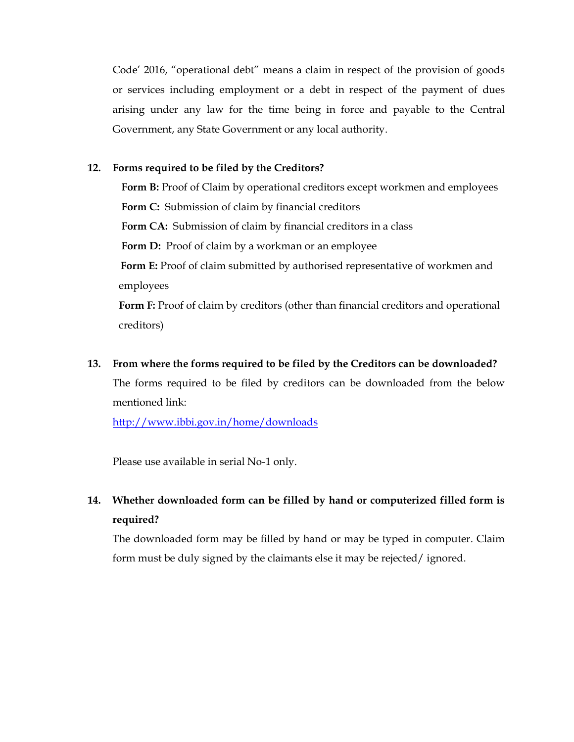Code' 2016, "operational debt" means a claim in respect of the provision of goods or services including employment or a debt in respect of the payment of dues arising under any law for the time being in force and payable to the Central Government, any State Government or any local authority.

**12. Forms required to be filed by the Creditors?**

**Form B:** Proof of Claim by operational creditors except workmen and employees

**Form C:** Submission of claim by financial creditors

**Form CA:** Submission of claim by financial creditors in a class

**Form D:** Proof of claim by a workman or an employee

**Form E:** Proof of claim submitted by authorised representative of workmen and employees

**Form F:** Proof of claim by creditors (other than financial creditors and operational creditors)

**13. From where the forms required to be filed by the Creditors can be downloaded?**

The forms required to be filed by creditors can be downloaded from the below mentioned link:

http://www.ibbi.gov.in/home/downloads

Please use available in serial No-1 only.

**14. Whether downloaded form can be filled by hand or computerized filled form is required?**

The downloaded form may be filled by hand or may be typed in computer. Claim form must be duly signed by the claimants else it may be rejected/ ignored.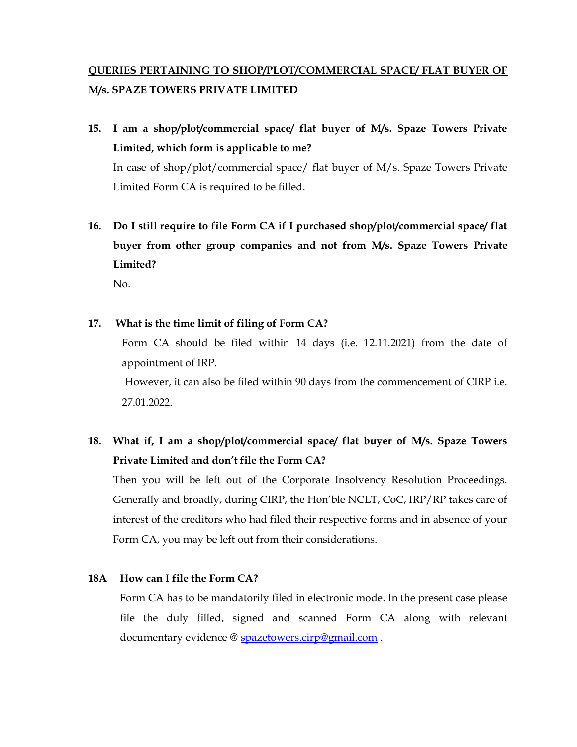**QUERIES PERTAINING TO SHOP/PLOT/COMMERCIAL SPACE/ FLAT BUYER OF M/s. SPAZE TOWERS PRIVATE LIMITED**

**15. I am a shop/plot/commercial space/ flat buyer of M/s. Spaze Towers Private Limited, which form is applicable to me?**

In case of shop/plot/commercial space/ flat buyer of M/s. Spaze Towers Private Limited Form CA is required to be filled.

**16. Do I still require to file Form CA if I purchased shop/plot/commercial space/ flat buyer from other group companies and not from M/s. Spaze Towers Private Limited?**

No.

**17. What is the time limit of filing of Form CA?**

Form CA should be filed within 14 days (i.e. 12.11.2021) from the date of appointment of IRP.

However, it can also be filed within 90 days from the commencement of CIRP i.e. 27.01.2022.

**18. What if, I am a shop/plot/commercial space/ flat buyer of M/s. Spaze Towers Private Limited and don't file the Form CA?**

Then you will be left out of the Corporate Insolvency Resolution Proceedings. Generally and broadly, during CIRP, the Hon'ble NCLT, CoC, IRP/RP takes care of interest of the creditors who had filed their respective forms and in absence of your Form CA, you may be left out from their considerations.

**18A How can I file the Form CA?**

Form CA has to be mandatorily filed in electronic mode. In the present case please file the duly filled, signed and scanned Form CA along with relevant documentary evidence @ spazetowers.cirp@gmail.com .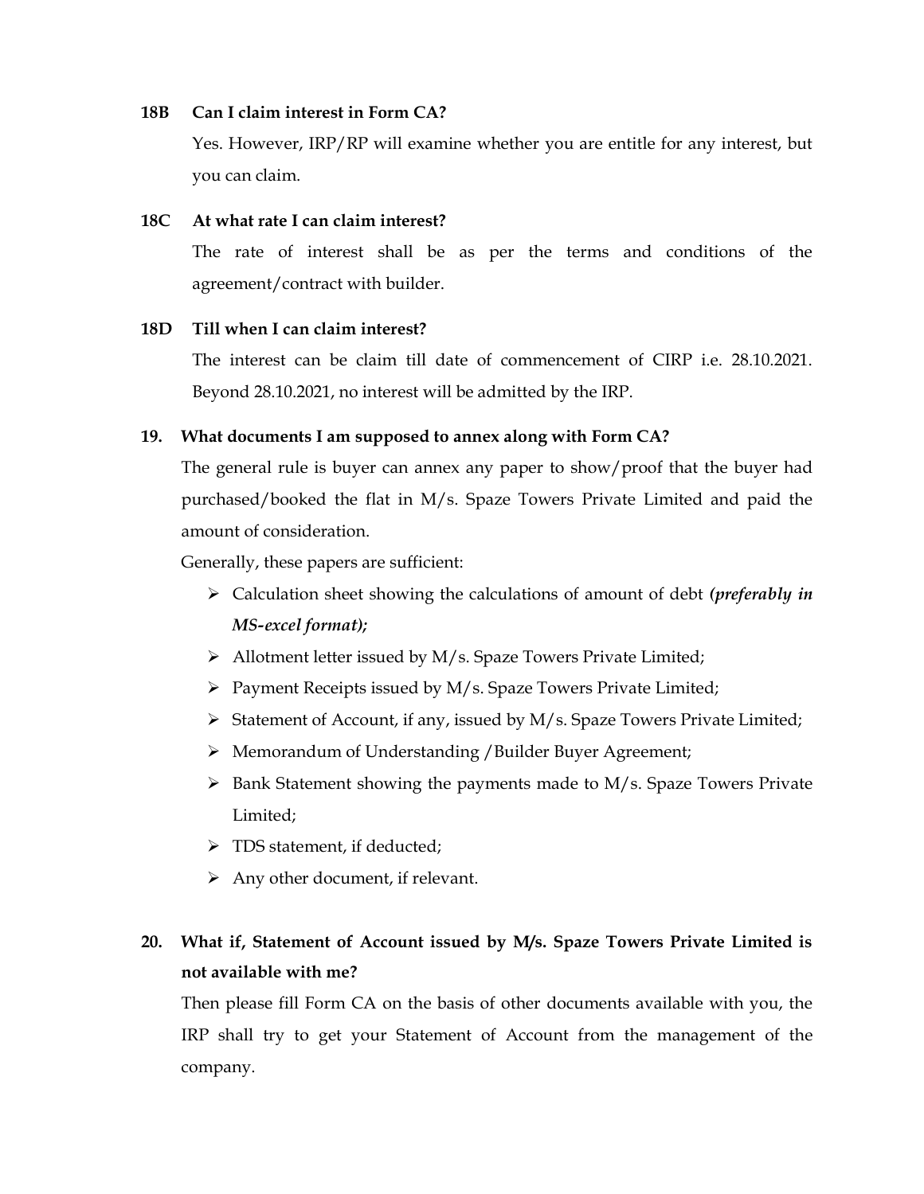**18B Can I claim interest in Form CA?**

Yes. However, IRP/RP will examine whether you are entitle for any interest, but you can claim.

**18C At what rate I can claim interest?**

The rate of interest shall be as per the terms and conditions of the agreement/contract with builder.

**18D Till when I can claim interest?**

The interest can be claim till date of commencement of CIRP i.e. 28.10.2021. Beyond 28.10.2021, no interest will be admitted by the IRP.

**19. What documents I am supposed to annex along with Form CA?**

The general rule is buyer can annex any paper to show/proof that the buyer had purchased/booked the flat in M/s. Spaze Towers Private Limited and paid the amount of consideration.

Generally, these papers are sufficient:

- Calculation sheet showing the calculations of amount of debt ***(preferably in MS-excel format);***
- Allotment letter issued by M/s. Spaze Towers Private Limited;
- Payment Receipts issued by M/s. Spaze Towers Private Limited;
- Statement of Account, if any, issued by M/s. Spaze Towers Private Limited;
- Memorandum of Understanding /Builder Buyer Agreement;
- Bank Statement showing the payments made to M/s. Spaze Towers Private Limited;
- TDS statement, if deducted;
- Any other document, if relevant.

**20. What if, Statement of Account issued by M/s. Spaze Towers Private Limited is not available with me?**

Then please fill Form CA on the basis of other documents available with you, the IRP shall try to get your Statement of Account from the management of the company.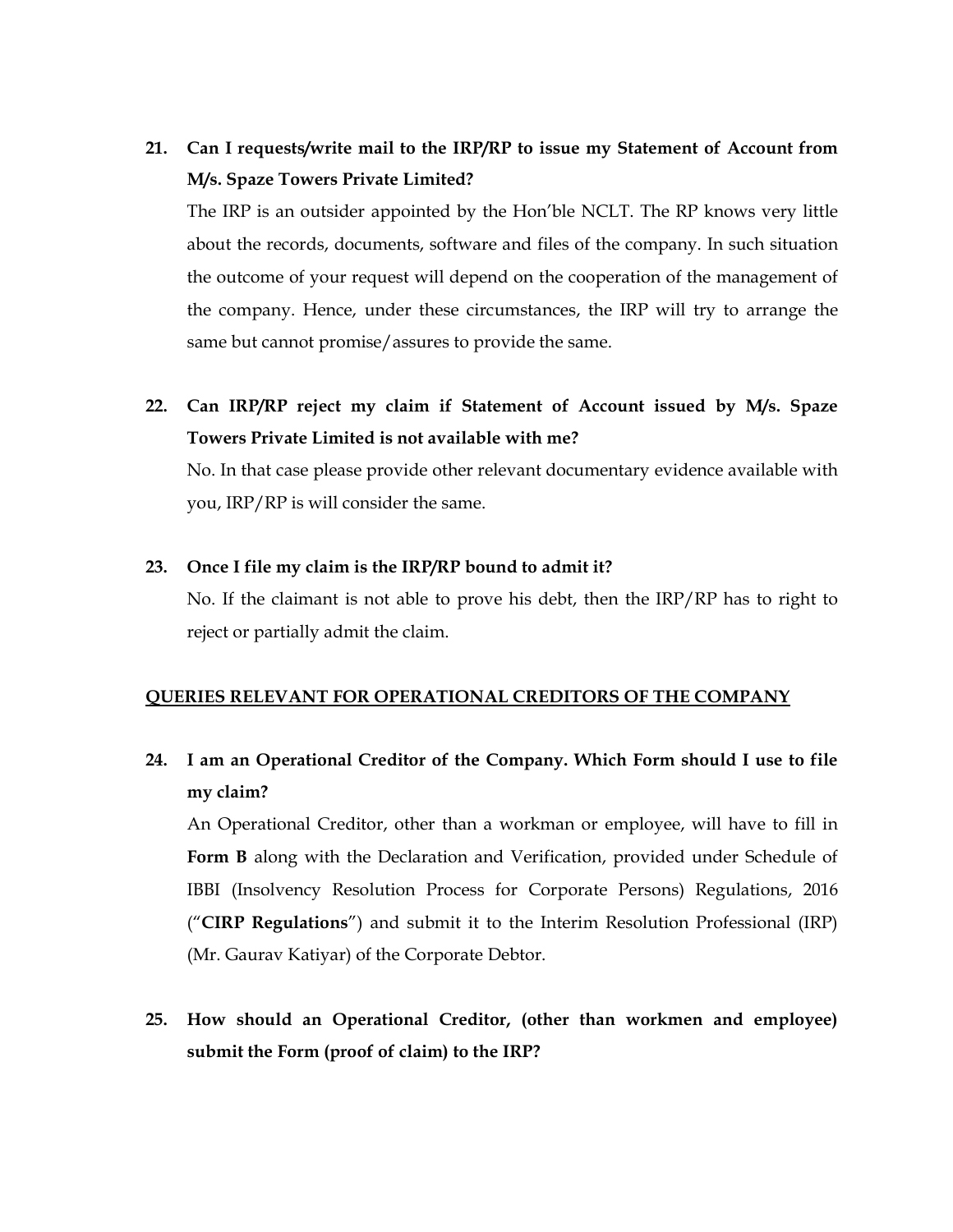**21. Can I requests/write mail to the IRP/RP to issue my Statement of Account from M/s. Spaze Towers Private Limited?**

The IRP is an outsider appointed by the Hon'ble NCLT. The RP knows very little about the records, documents, software and files of the company. In such situation the outcome of your request will depend on the cooperation of the management of the company. Hence, under these circumstances, the IRP will try to arrange the same but cannot promise/assures to provide the same.

**22. Can IRP/RP reject my claim if Statement of Account issued by M/s. Spaze Towers Private Limited is not available with me?**

No. In that case please provide other relevant documentary evidence available with you, IRP/RP is will consider the same.

**23. Once I file my claim is the IRP/RP bound to admit it?**

No. If the claimant is not able to prove his debt, then the IRP/RP has to right to reject or partially admit the claim.

**<u>QUERIES RELEVANT FOR OPERATIONAL CREDITORS OF THE COMPANY</u>**

**24. I am an Operational Creditor of the Company. Which Form should I use to file my claim?**

An Operational Creditor, other than a workman or employee, will have to fill in **Form B** along with the Declaration and Verification, provided under Schedule of IBBI (Insolvency Resolution Process for Corporate Persons) Regulations, 2016 ("**CIRP Regulations**") and submit it to the Interim Resolution Professional (IRP) (Mr. Gaurav Katiyar) of the Corporate Debtor.

**25. How should an Operational Creditor, (other than workmen and employee) submit the Form (proof of claim) to the IRP?**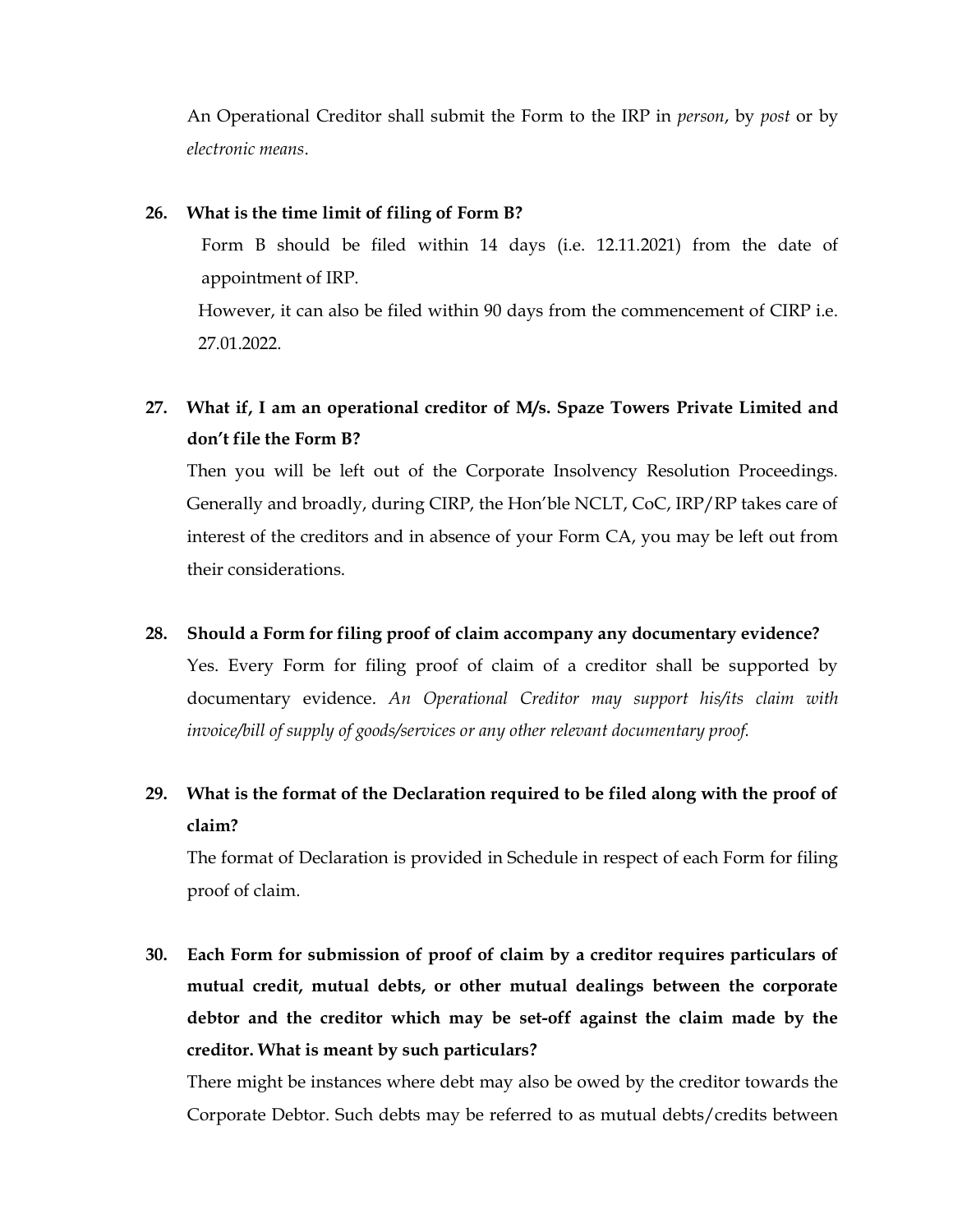An Operational Creditor shall submit the Form to the IRP in *person*, by *post* or by *electronic means*.

**26. What is the time limit of filing of Form B?**

Form B should be filed within 14 days (i.e. 12.11.2021) from the date of appointment of IRP.

However, it can also be filed within 90 days from the commencement of CIRP i.e. 27.01.2022.

**27. What if, I am an operational creditor of M/s. Spaze Towers Private Limited and don't file the Form B?**

Then you will be left out of the Corporate Insolvency Resolution Proceedings. Generally and broadly, during CIRP, the Hon'ble NCLT, CoC, IRP/RP takes care of interest of the creditors and in absence of your Form CA, you may be left out from their considerations.

**28. Should a Form for filing proof of claim accompany any documentary evidence?**

Yes. Every Form for filing proof of claim of a creditor shall be supported by documentary evidence. *An Operational Creditor may support his/its claim with invoice/bill of supply of goods/services or any other relevant documentary proof.*

**29. What is the format of the Declaration required to be filed along with the proof of claim?**

The format of Declaration is provided in Schedule in respect of each Form for filing proof of claim.

**30. Each Form for submission of proof of claim by a creditor requires particulars of mutual credit, mutual debts, or other mutual dealings between the corporate debtor and the creditor which may be set-off against the claim made by the creditor. What is meant by such particulars?**

There might be instances where debt may also be owed by the creditor towards the Corporate Debtor. Such debts may be referred to as mutual debts/credits between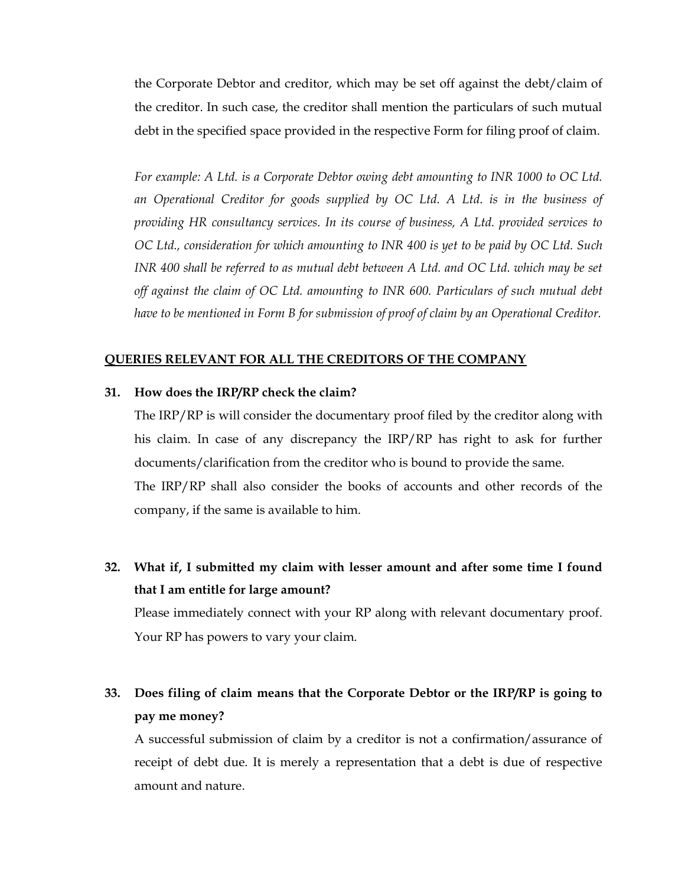the Corporate Debtor and creditor, which may be set off against the debt/claim of the creditor. In such case, the creditor shall mention the particulars of such mutual debt in the specified space provided in the respective Form for filing proof of claim.

*For example: A Ltd. is a Corporate Debtor owing debt amounting to INR 1000 to OC Ltd. an Operational Creditor for goods supplied by OC Ltd. A Ltd. is in the business of providing HR consultancy services. In its course of business, A Ltd. provided services to OC Ltd., consideration for which amounting to INR 400 is yet to be paid by OC Ltd. Such INR 400 shall be referred to as mutual debt between A Ltd. and OC Ltd. which may be set off against the claim of OC Ltd. amounting to INR 600. Particulars of such mutual debt have to be mentioned in Form B for submission of proof of claim by an Operational Creditor.*

## QUERIES RELEVANT FOR ALL THE CREDITORS OF THE COMPANY

**31. How does the IRP/RP check the claim?**

The IRP/RP is will consider the documentary proof filed by the creditor along with his claim. In case of any discrepancy the IRP/RP has right to ask for further documents/clarification from the creditor who is bound to provide the same.

The IRP/RP shall also consider the books of accounts and other records of the company, if the same is available to him.

**32. What if, I submitted my claim with lesser amount and after some time I found that I am entitle for large amount?**

Please immediately connect with your RP along with relevant documentary proof. Your RP has powers to vary your claim.

**33. Does filing of claim means that the Corporate Debtor or the IRP/RP is going to pay me money?**

A successful submission of claim by a creditor is not a confirmation/assurance of receipt of debt due. It is merely a representation that a debt is due of respective amount and nature.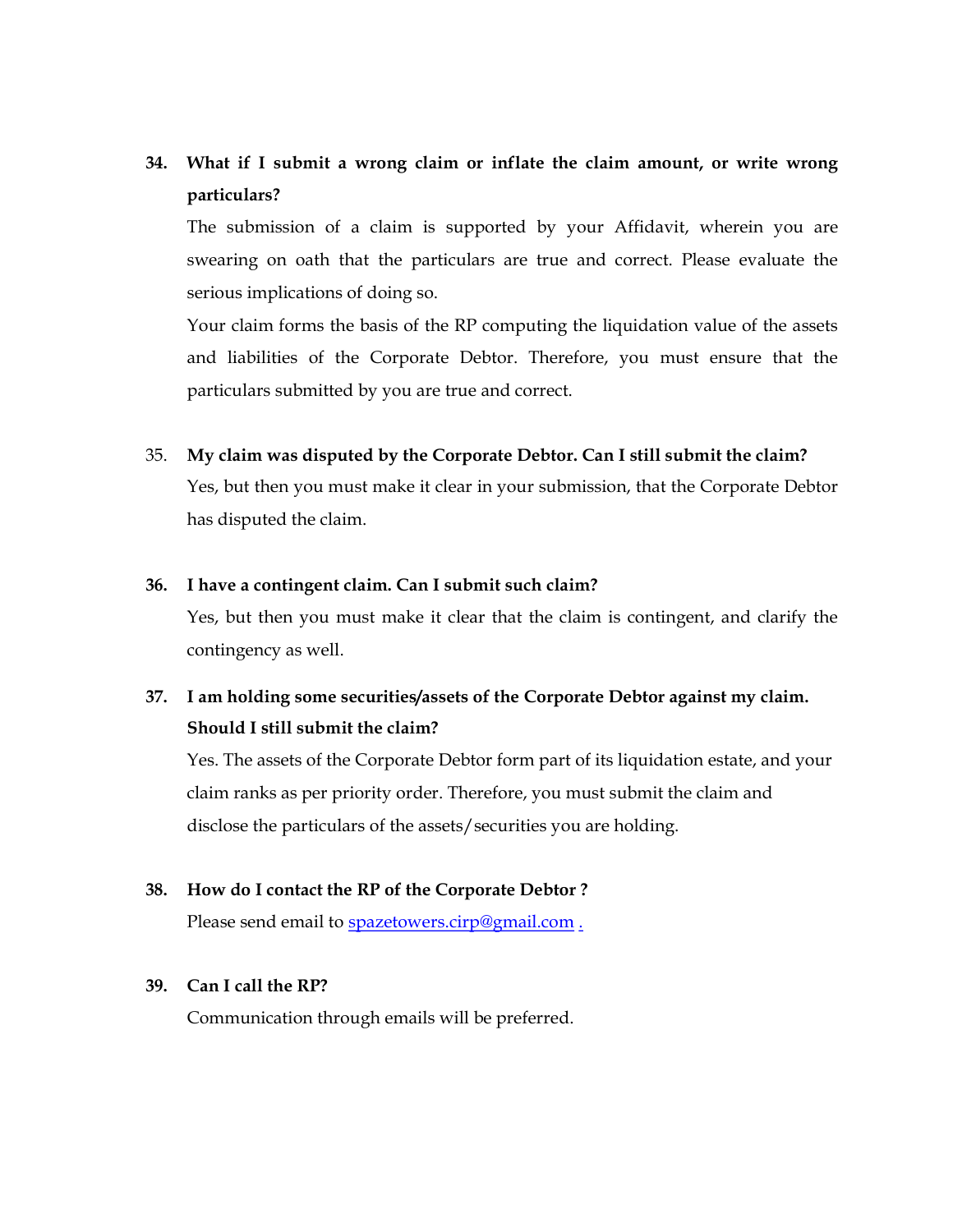**34. What if I submit a wrong claim or inflate the claim amount, or write wrong particulars?**

The submission of a claim is supported by your Affidavit, wherein you are swearing on oath that the particulars are true and correct. Please evaluate the serious implications of doing so.

Your claim forms the basis of the RP computing the liquidation value of the assets and liabilities of the Corporate Debtor. Therefore, you must ensure that the particulars submitted by you are true and correct.

35. **My claim was disputed by the Corporate Debtor. Can I still submit the claim?**

Yes, but then you must make it clear in your submission, that the Corporate Debtor has disputed the claim.

**36. I have a contingent claim. Can I submit such claim?**

Yes, but then you must make it clear that the claim is contingent, and clarify the contingency as well.

**37. I am holding some securities/assets of the Corporate Debtor against my claim. Should I still submit the claim?**

Yes. The assets of the Corporate Debtor form part of its liquidation estate, and your claim ranks as per priority order. Therefore, you must submit the claim and disclose the particulars of the assets/securities you are holding.

**38. How do I contact the RP of the Corporate Debtor ?**

Please send email to spazetowers.cirp@gmail.com .

**39. Can I call the RP?**

Communication through emails will be preferred.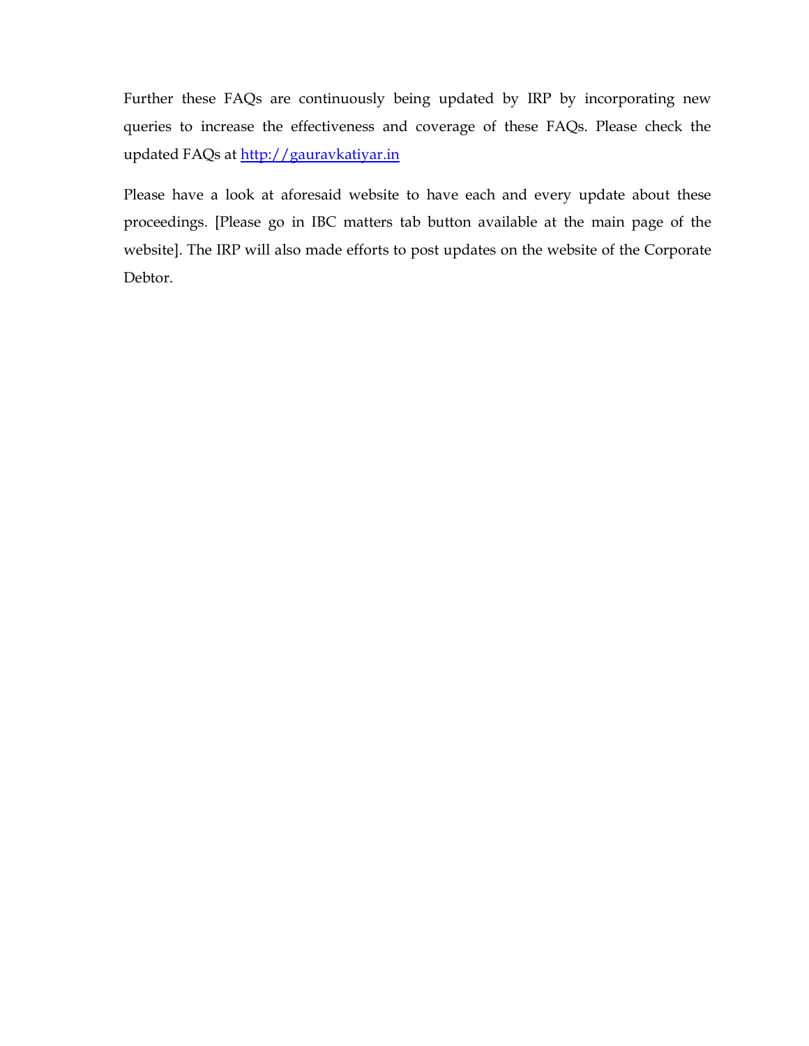Further these FAQs are continuously being updated by IRP by incorporating new queries to increase the effectiveness and coverage of these FAQs. Please check the updated FAQs at [http://gauravkatiyar.in](http://gauravkatiyar.in)

Please have a look at aforesaid website to have each and every update about these proceedings. [Please go in IBC matters tab button available at the main page of the website]. The IRP will also made efforts to post updates on the website of the Corporate Debtor.